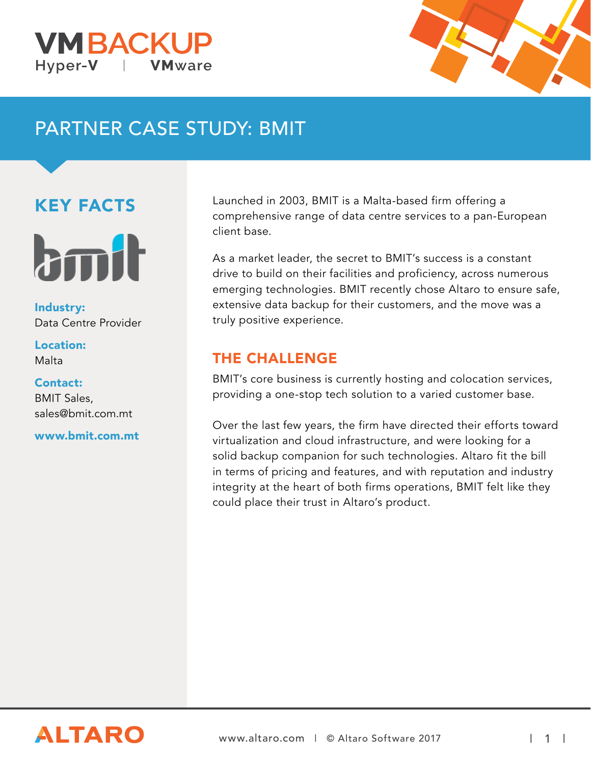VM BACKUP
Hyper-V | VMware

# PARTNER CASE STUDY: BMIT

## KEY FACTS

**Industry:**
Data Centre Provider

**Location:**
Malta

**Contact:**
BMIT Sales,
sales@bmit.com.mt

**www.bmit.com.mt**

Launched in 2003, BMIT is a Malta-based firm offering a comprehensive range of data centre services to a pan-European client base.

As a market leader, the secret to BMIT's success is a constant drive to build on their facilities and proficiency, across numerous emerging technologies. BMIT recently chose Altaro to ensure safe, extensive data backup for their customers, and the move was a truly positive experience.

## THE CHALLENGE

BMIT's core business is currently hosting and colocation services, providing a one-stop tech solution to a varied customer base.

Over the last few years, the firm have directed their efforts toward virtualization and cloud infrastructure, and were looking for a solid backup companion for such technologies. Altaro fit the bill in terms of pricing and features, and with reputation and industry integrity at the heart of both firms operations, BMIT felt like they could place their trust in Altaro's product.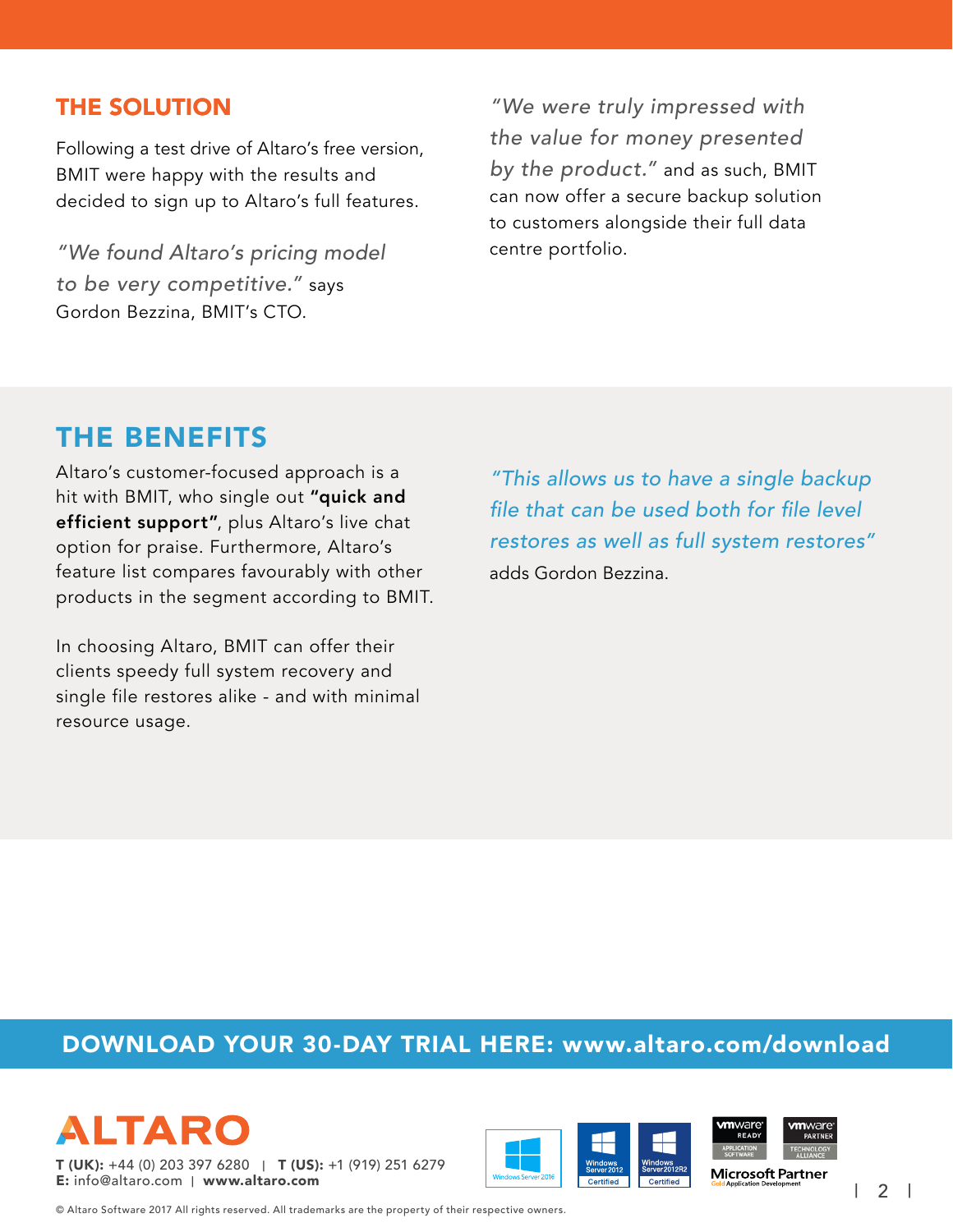## THE SOLUTION

Following a test drive of Altaro's free version, BMIT were happy with the results and decided to sign up to Altaro's full features.

*"We found Altaro's pricing model to be very competitive."* says Gordon Bezzina, BMIT's CTO.

*"We were truly impressed with the value for money presented by the product."* and as such, BMIT can now offer a secure backup solution to customers alongside their full data centre portfolio.

## THE BENEFITS

Altaro's customer-focused approach is a hit with BMIT, who single out **"quick and efficient support"**, plus Altaro's live chat option for praise. Furthermore, Altaro's feature list compares favourably with other products in the segment according to BMIT.

In choosing Altaro, BMIT can offer their clients speedy full system recovery and single file restores alike - and with minimal resource usage.

*"This allows us to have a single backup file that can be used both for file level restores as well as full system restores"* adds Gordon Bezzina.

**DOWNLOAD YOUR 30-DAY TRIAL HERE: www.altaro.com/download**

ALTARO

**T (UK):** +44 (0) 203 397 6280 | **T (US):** +1 (919) 251 6279
**E:** info@altaro.com | **www.altaro.com**

Windows Server 2016 | Windows Server 2012 Certified | Windows Server 2012R2 Certified | vmware READY APPLICATION SOFTWARE | vmware PARTNER TECHNOLOGY ALLIANCE | Microsoft Partner Gold Application Development

© Altaro Software 2017 All rights reserved. All trademarks are the property of their respective owners.